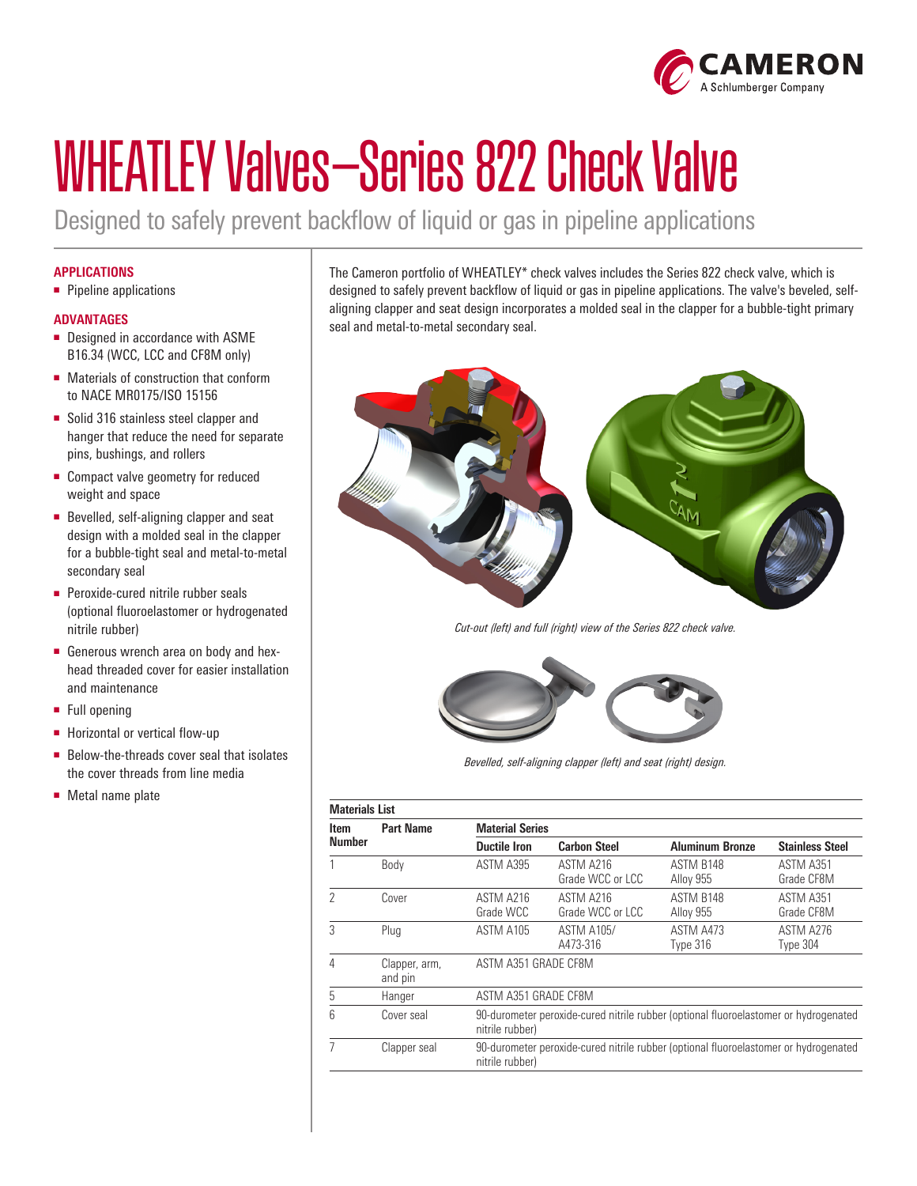# WHEATLEY Valves—Series 822 Check Valve

Designed to safely prevent backflow of liquid or gas in pipeline applications

### APPLICATIONS

- Pipeline applications

### ADVANTAGES

- Designed in accordance with ASME B16.34 (WCC, LCC and CF8M only)
- Materials of construction that conform to NACE MR0175/ISO 15156
- Solid 316 stainless steel clapper and hanger that reduce the need for separate pins, bushings, and rollers
- Compact valve geometry for reduced weight and space
- Bevelled, self-aligning clapper and seat design with a molded seal in the clapper for a bubble-tight seal and metal-to-metal secondary seal
- Peroxide-cured nitrile rubber seals (optional fluoroelastomer or hydrogenated nitrile rubber)
- Generous wrench area on body and hex-head threaded cover for easier installation and maintenance
- Full opening
- Horizontal or vertical flow-up
- Below-the-threads cover seal that isolates the cover threads from line media
- Metal name plate

The Cameron portfolio of WHEATLEY* check valves includes the Series 822 check valve, which is designed to safely prevent backflow of liquid or gas in pipeline applications. The valve's beveled, self-aligning clapper and seat design incorporates a molded seal in the clapper for a bubble-tight primary seal and metal-to-metal secondary seal.

*Cut-out (left) and full (right) view of the Series 822 check valve.*

*Bevelled, self-aligning clapper (left) and seat (right) design.*

**Materials List**

| Item Number | Part Name | Material Series | | | |
|---|---|---|---|---|---|
| | | Ductile Iron | Carbon Steel | Aluminum Bronze | Stainless Steel |
| 1 | Body | ASTM A395 | ASTM A216 Grade WCC or LCC | ASTM B148 Alloy 955 | ASTM A351 Grade CF8M |
| 2 | Cover | ASTM A216 Grade WCC | ASTM A216 Grade WCC or LCC | ASTM B148 Alloy 955 | ASTM A351 Grade CF8M |
| 3 | Plug | ASTM A105 | ASTM A105/ A473-316 | ASTM A473 Type 316 | ASTM A276 Type 304 |
| 4 | Clapper, arm, and pin | ASTM A351 GRADE CF8M | | | |
| 5 | Hanger | ASTM A351 GRADE CF8M | | | |
| 6 | Cover seal | 90-durometer peroxide-cured nitrile rubber (optional fluoroelastomer or hydrogenated nitrile rubber) | | | |
| 7 | Clapper seal | 90-durometer peroxide-cured nitrile rubber (optional fluoroelastomer or hydrogenated nitrile rubber) | | | |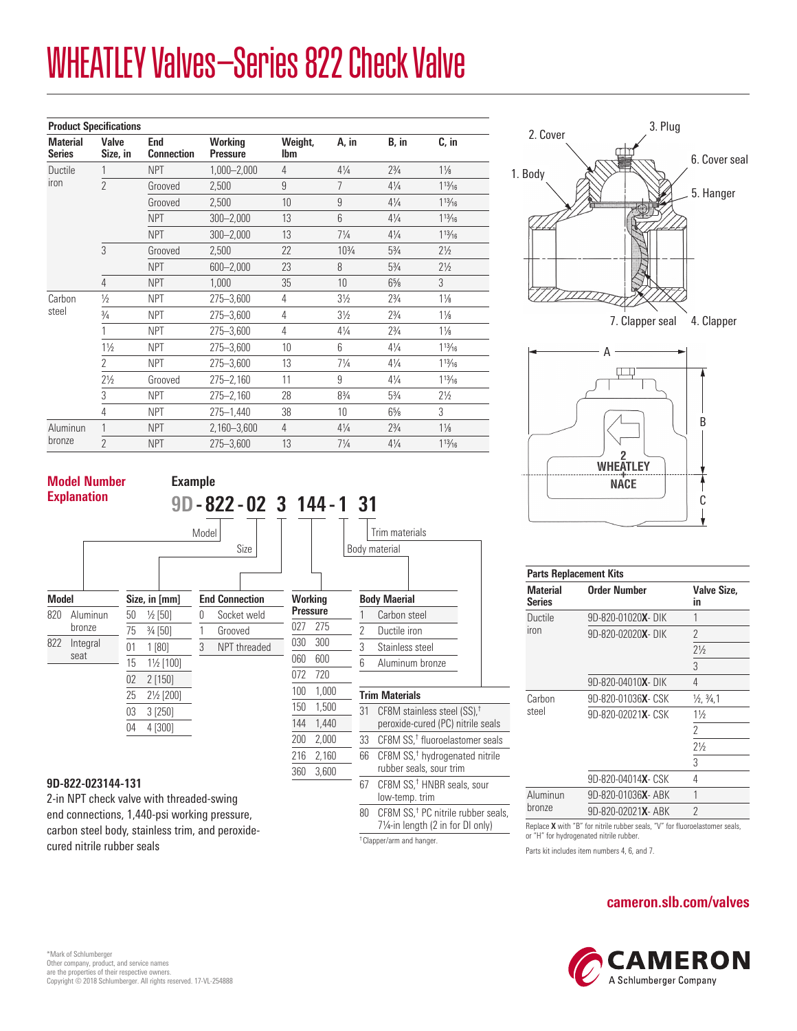# WHEATLEY Valves—Series 822 Check Valve

**Product Specifications**

| Material Series | Valve Size, in | End Connection | Working Pressure | Weight, lbm | A, in | B, in | C, in |
|---|---|---|---|---|---|---|---|
| Ductile iron | 1 | NPT | 1,000–2,000 | 4 | 4¼ | 2¾ | 1⅛ |
| | 2 | Grooved | 2,500 | 9 | 7 | 4¼ | 1¹³⁄₁₆ |
| | | Grooved | 2,500 | 10 | 9 | 4¼ | 1¹³⁄₁₆ |
| | | NPT | 300–2,000 | 13 | 6 | 4¼ | 1¹³⁄₁₆ |
| | | NPT | 300–2,000 | 13 | 7¼ | 4¼ | 1¹³⁄₁₆ |
| | 3 | Grooved | 2,500 | 22 | 10¾ | 5¾ | 2½ |
| | | NPT | 600–2,000 | 23 | 8 | 5¾ | 2½ |
| | 4 | NPT | 1,000 | 35 | 10 | 6⅝ | 3 |
| Carbon steel | ½ | NPT | 275–3,600 | 4 | 3½ | 2¾ | 1⅛ |
| | ¾ | NPT | 275–3,600 | 4 | 3½ | 2¾ | 1⅛ |
| | 1 | NPT | 275–3,600 | 4 | 4¼ | 2¾ | 1⅛ |
| | 1½ | NPT | 275–3,600 | 10 | 6 | 4¼ | 1¹³⁄₁₆ |
| | 2 | NPT | 275–3,600 | 13 | 7¼ | 4¼ | 1¹³⁄₁₆ |
| | 2½ | Grooved | 275–2,160 | 11 | 9 | 4¼ | 1¹³⁄₁₆ |
| | 3 | NPT | 275–2,160 | 28 | 8¾ | 5¾ | 2½ |
| | 4 | NPT | 275–1,440 | 38 | 10 | 6⅝ | 3 |
| Aluminun bronze | 1 | NPT | 2,160–3,600 | 4 | 4¼ | 2¾ | 1⅛ |
| | 2 | NPT | 275–3,600 | 13 | 7¼ | 4¼ | 1¹³⁄₁₆ |

1. Body
2. Cover
3. Plug
4. Clapper
5. Hanger
6. Cover seal
7. Clapper seal

A

B

C

2
WHEATLEY
NACE

## Model Number Explanation

**Example**

**9D-822-02 3 144-1 31**

Model · Size · End Connection · Working Pressure · Body material · Trim materials

| Model | |
|---|---|
| 820 | Aluminun bronze |
| 822 | Integral seat |

| Size, in [mm] | |
|---|---|
| 50 | ½ [50] |
| 75 | ¾ [50] |
| 01 | 1 [80] |
| 15 | 1½ [100] |
| 02 | 2 [150] |
| 25 | 2½ [200] |
| 03 | 3 [250] |
| 04 | 4 [300] |

| End Connection | |
|---|---|
| 0 | Socket weld |
| 1 | Grooved |
| 3 | NPT threaded |

| Working Pressure | |
|---|---|
| 027 | 275 |
| 030 | 300 |
| 060 | 600 |
| 072 | 720 |
| 100 | 1,000 |
| 150 | 1,500 |
| 144 | 1,440 |
| 200 | 2,000 |
| 216 | 2,160 |
| 360 | 3,600 |

| Body Maerial | |
|---|---|
| 1 | Carbon steel |
| 2 | Ductile iron |
| 3 | Stainless steel |
| 6 | Aluminum bronze |

| Trim Materials | |
|---|---|
| 31 | CF8M stainless steel (SS),† peroxide-cured (PC) nitrile seals |
| 33 | CF8M SS,† fluoroelastomer seals |
| 66 | CF8M SS,† hydrogenated nitrile rubber seals, sour trim |
| 67 | CF8M SS,† HNBR seals, sour low-temp. trim |
| 80 | CF8M SS,† PC nitrile rubber seals, 7¼-in length (2 in for DI only) |

† Clapper/arm and hanger.

**9D-822-023144-131**

2-in NPT check valve with threaded-swing end connections, 1,440-psi working pressure, carbon steel body, stainless trim, and peroxide-cured nitrile rubber seals

**Parts Replacement Kits**

| Material Series | Order Number | Valve Size, in |
|---|---|---|
| Ductile iron | 9D-820-01020**X**- DIK | 1 |
| | 9D-820-02020**X**- DIK | 2 |
| | | 2½ |
| | | 3 |
| | 9D-820-04010**X**- DIK | 4 |
| Carbon steel | 9D-820-01036**X**- CSK | ½, ¾,1 |
| | 9D-820-02021**X**- CSK | 1½ |
| | | 2 |
| | | 2½ |
| | | 3 |
| | 9D-820-04014**X**- CSK | 4 |
| Aluminun bronze | 9D-820-01036**X**- ABK | 1 |
| | 9D-820-02021**X**- ABK | 2 |

Replace **X** with "B" for nitrile rubber seals, "V" for fluoroelastomer seals, or "H" for hydrogenated nitrile rubber.

Parts kit includes item numbers 4, 6, and 7.

**cameron.slb.com/valves**

*Mark of Schlumberger
Other company, product, and service names are the properties of their respective owners.
Copyright © 2018 Schlumberger. All rights reserved. 17-VL-254888

CAMERON
A Schlumberger Company